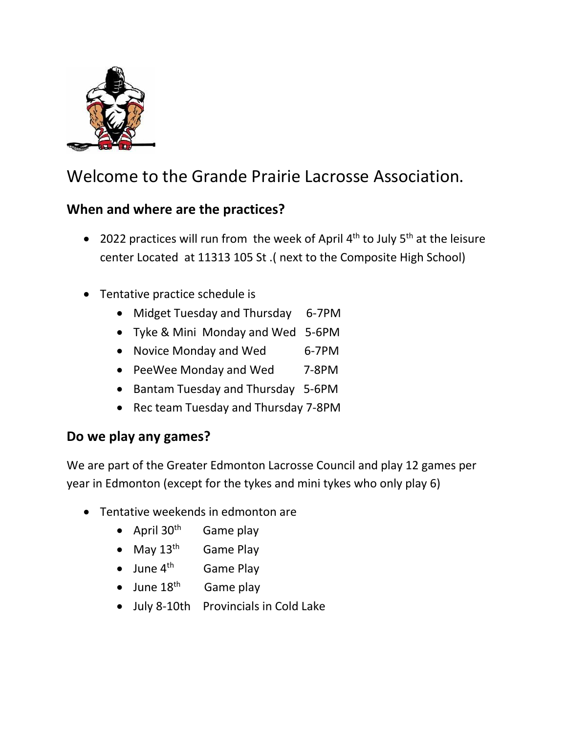# Welcome to the Grande Prairie Lacrosse Association.

### When and where are the practices?

- 2022 practices will run from the week of April 4th to July 5th at the leisure center Located at 11313 105 St .( next to the Composite High School)

- Tentative practice schedule is
  - Midget Tuesday and Thursday 6-7PM
  - Tyke & Mini Monday and Wed 5-6PM
  - Novice Monday and Wed 6-7PM
  - PeeWee Monday and Wed 7-8PM
  - Bantam Tuesday and Thursday 5-6PM
  - Rec team Tuesday and Thursday 7-8PM

### Do we play any games?

We are part of the Greater Edmonton Lacrosse Council and play 12 games per year in Edmonton (except for the tykes and mini tykes who only play 6)

- Tentative weekends in edmonton are
  - April 30th Game play
  - May 13th Game Play
  - June 4th Game Play
  - June 18th Game play
  - July 8-10th Provincials in Cold Lake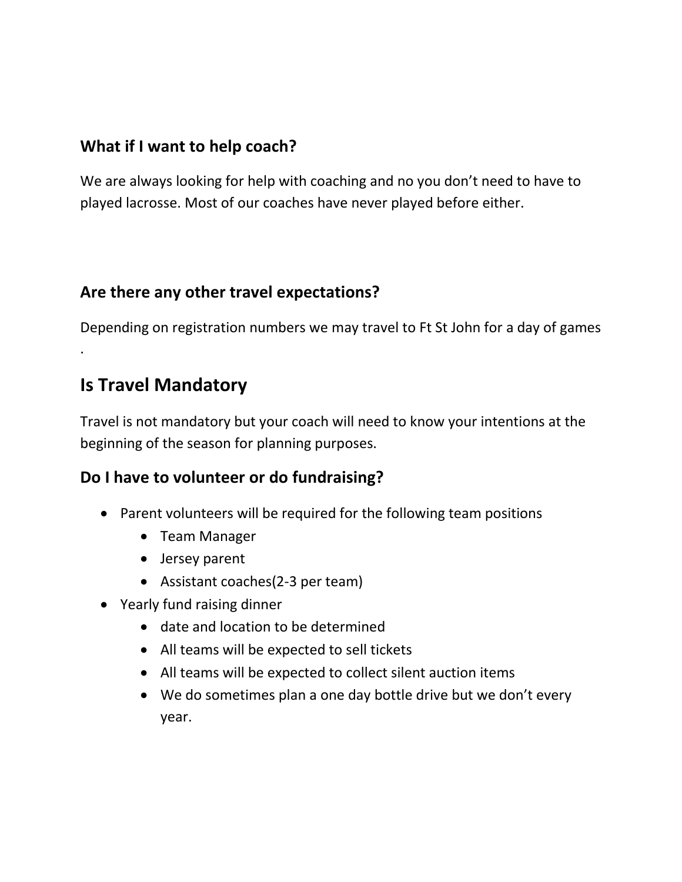### What if I want to help coach?

We are always looking for help with coaching and no you don't need to have to played lacrosse. Most of our coaches have never played before either.

### Are there any other travel expectations?

Depending on registration numbers we may travel to Ft St John for a day of games .

## Is Travel Mandatory

Travel is not mandatory but your coach will need to know your intentions at the beginning of the season for planning purposes.

### Do I have to volunteer or do fundraising?

- Parent volunteers will be required for the following team positions
    - Team Manager
    - Jersey parent
    - Assistant coaches(2-3 per team)
- Yearly fund raising dinner
    - date and location to be determined
    - All teams will be expected to sell tickets
    - All teams will be expected to collect silent auction items
    - We do sometimes plan a one day bottle drive but we don't every year.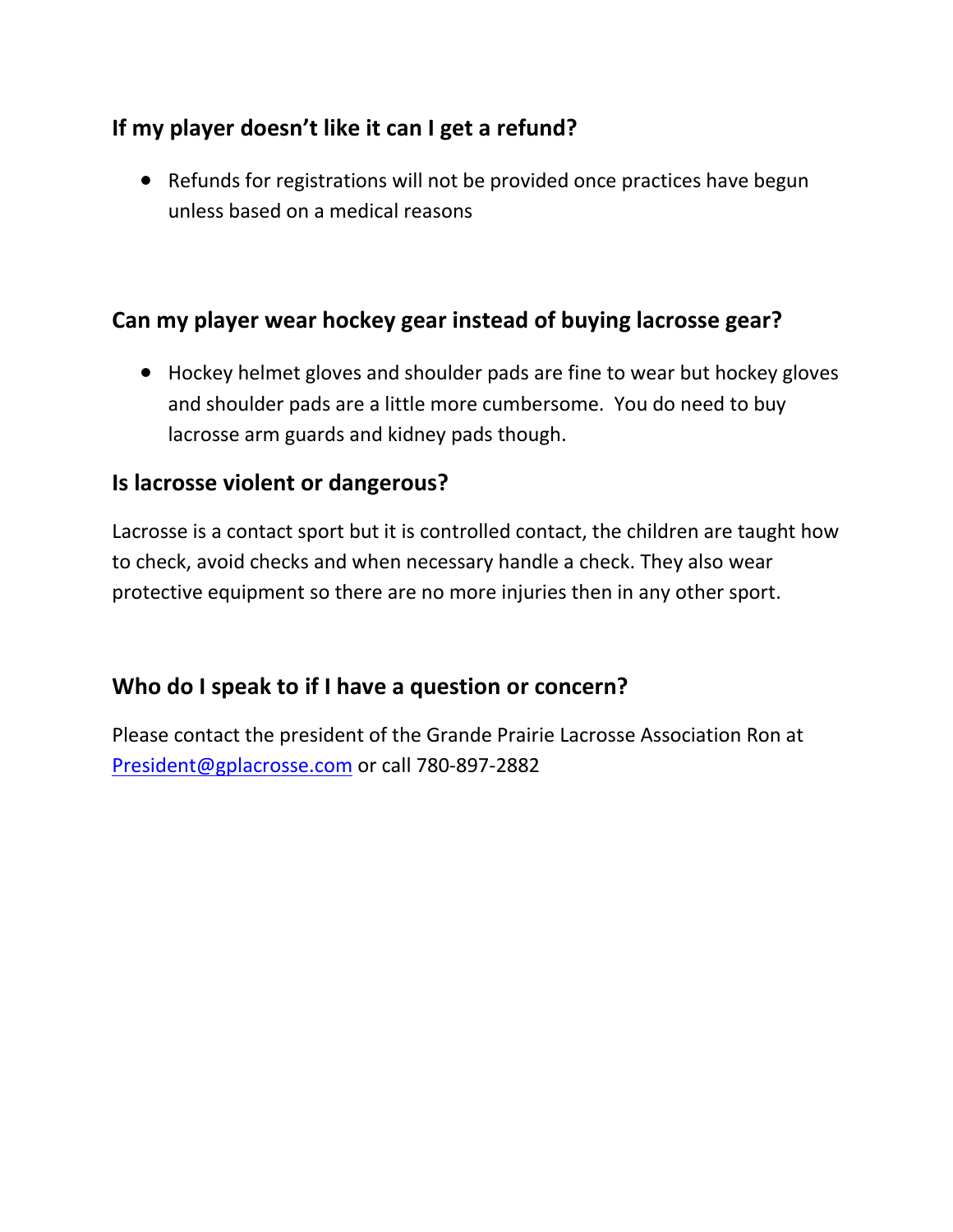### If my player doesn't like it can I get a refund?

- Refunds for registrations will not be provided once practices have begun unless based on a medical reasons

### Can my player wear hockey gear instead of buying lacrosse gear?

- Hockey helmet gloves and shoulder pads are fine to wear but hockey gloves and shoulder pads are a little more cumbersome.  You do need to buy lacrosse arm guards and kidney pads though.

### Is lacrosse violent or dangerous?

Lacrosse is a contact sport but it is controlled contact, the children are taught how to check, avoid checks and when necessary handle a check. They also wear protective equipment so there are no more injuries then in any other sport.

### Who do I speak to if I have a question or concern?

Please contact the president of the Grande Prairie Lacrosse Association Ron at President@gplacrosse.com or call 780-897-2882